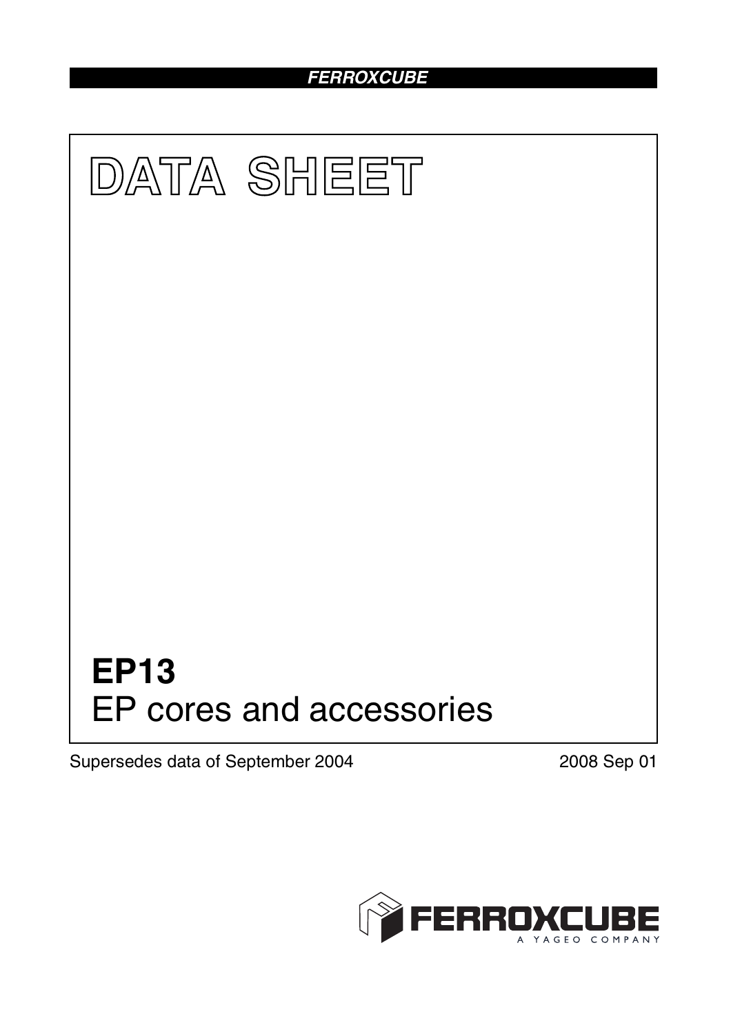# DATA SHEET

# EP13
EP cores and accessories

Supersedes data of September 2004

2008 Sep 01

FERROXCUBE
A YAGEO COMPANY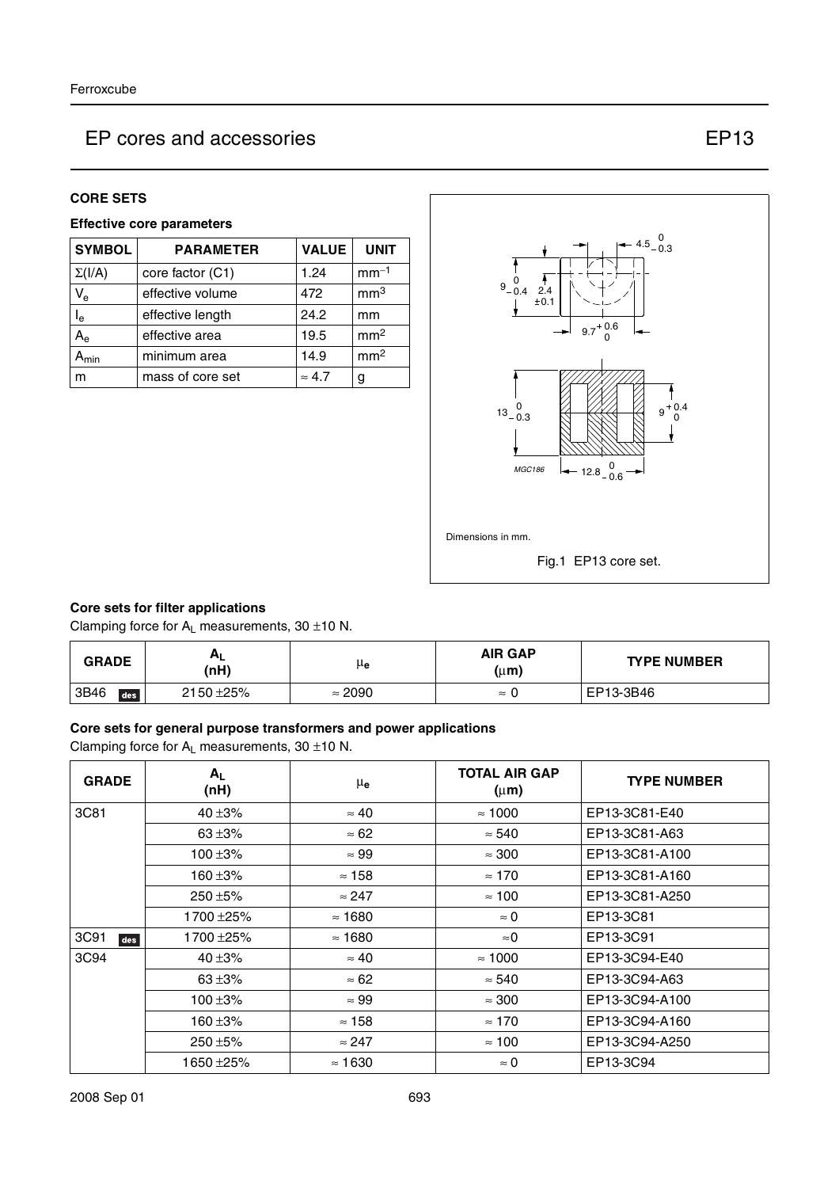## CORE SETS

### Effective core parameters

| SYMBOL | PARAMETER | VALUE | UNIT |
|---|---|---|---|
| $\Sigma(I/A)$ | core factor (C1) | 1.24 | $mm^{-1}$ |
| $V_e$ | effective volume | 472 | $mm^3$ |
| $l_e$ | effective length | 24.2 | mm |
| $A_e$ | effective area | 19.5 | $mm^2$ |
| $A_{min}$ | minimum area | 14.9 | $mm^2$ |
| m | mass of core set | ≈ 4.7 | g |

Dimensions in mm.

Fig.1 EP13 core set.

### Core sets for filter applications

Clamping force for $A_L$ measurements, 30 ±10 N.

| GRADE | $A_L$ (nH) | $\mu_e$ | AIR GAP (μm) | TYPE NUMBER |
|---|---|---|---|---|
| 3B46 des | 2150 ±25% | ≈ 2090 | ≈ 0 | EP13-3B46 |

### Core sets for general purpose transformers and power applications

Clamping force for $A_L$ measurements, 30 ±10 N.

| GRADE | $A_L$ (nH) | $\mu_e$ | TOTAL AIR GAP (μm) | TYPE NUMBER |
|---|---|---|---|---|
| 3C81 | 40 ±3% | ≈ 40 | ≈ 1000 | EP13-3C81-E40 |
| | 63 ±3% | ≈ 62 | ≈ 540 | EP13-3C81-A63 |
| | 100 ±3% | ≈ 99 | ≈ 300 | EP13-3C81-A100 |
| | 160 ±3% | ≈ 158 | ≈ 170 | EP13-3C81-A160 |
| | 250 ±5% | ≈ 247 | ≈ 100 | EP13-3C81-A250 |
| | 1700 ±25% | ≈ 1680 | ≈ 0 | EP13-3C81 |
| 3C91 des | 1700 ±25% | ≈ 1680 | ≈0 | EP13-3C91 |
| 3C94 | 40 ±3% | ≈ 40 | ≈ 1000 | EP13-3C94-E40 |
| | 63 ±3% | ≈ 62 | ≈ 540 | EP13-3C94-A63 |
| | 100 ±3% | ≈ 99 | ≈ 300 | EP13-3C94-A100 |
| | 160 ±3% | ≈ 158 | ≈ 170 | EP13-3C94-A160 |
| | 250 ±5% | ≈ 247 | ≈ 100 | EP13-3C94-A250 |
| | 1650 ±25% | ≈ 1630 | ≈ 0 | EP13-3C94 |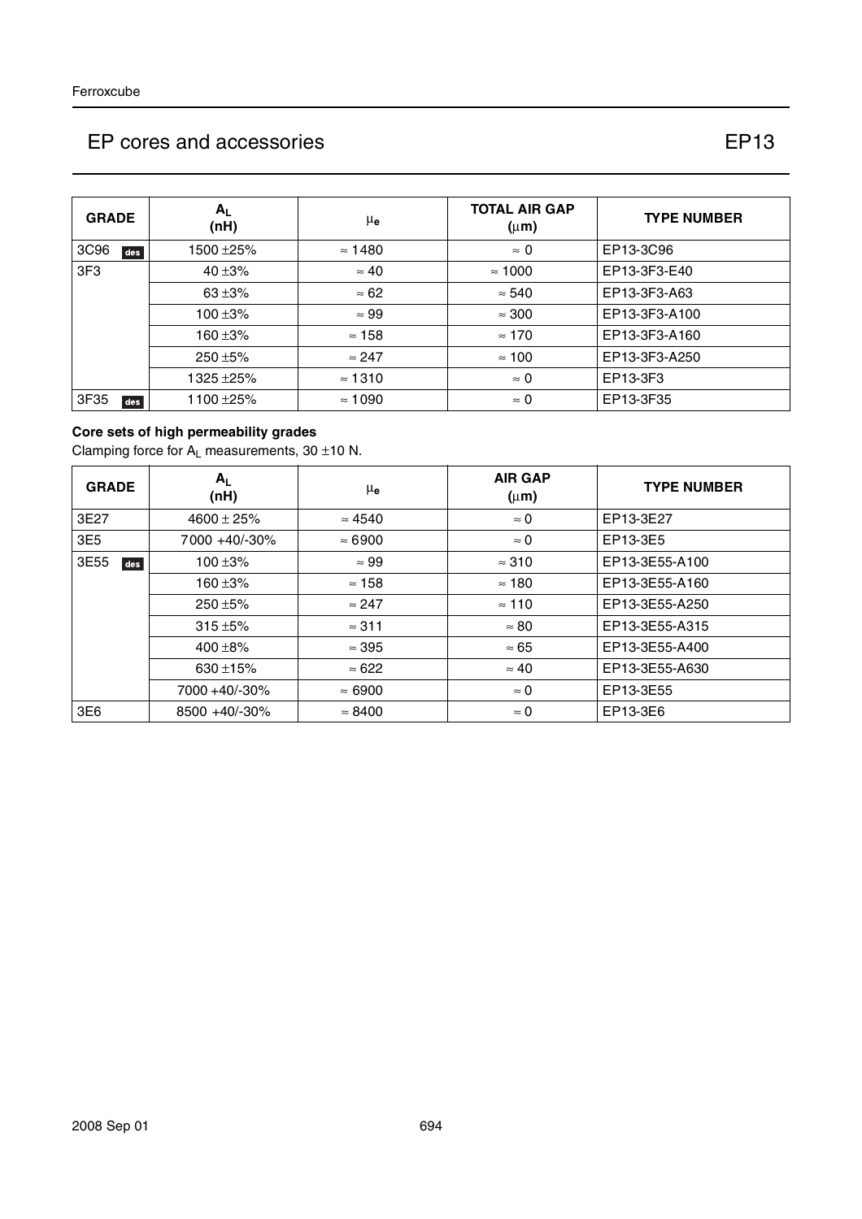## EP cores and accessories — EP13

| GRADE | $A_L$ (nH) | $\mu_e$ | TOTAL AIR GAP (μm) | TYPE NUMBER |
|---|---|---|---|---|
| 3C96 des | 1500 ±25% | ≈ 1480 | ≈ 0 | EP13-3C96 |
| 3F3 | 40 ±3% | ≈ 40 | ≈ 1000 | EP13-3F3-E40 |
| | 63 ±3% | ≈ 62 | ≈ 540 | EP13-3F3-A63 |
| | 100 ±3% | ≈ 99 | ≈ 300 | EP13-3F3-A100 |
| | 160 ±3% | ≈ 158 | ≈ 170 | EP13-3F3-A160 |
| | 250 ±5% | ≈ 247 | ≈ 100 | EP13-3F3-A250 |
| | 1325 ±25% | ≈ 1310 | ≈ 0 | EP13-3F3 |
| 3F35 des | 1100 ±25% | ≈ 1090 | ≈ 0 | EP13-3F35 |

**Core sets of high permeability grades**

Clamping force for $A_L$ measurements, 30 ±10 N.

| GRADE | $A_L$ (nH) | $\mu_e$ | AIR GAP (μm) | TYPE NUMBER |
|---|---|---|---|---|
| 3E27 | 4600 ± 25% | ≈ 4540 | ≈ 0 | EP13-3E27 |
| 3E5 | 7000 +40/-30% | ≈ 6900 | ≈ 0 | EP13-3E5 |
| 3E55 des | 100 ±3% | ≈ 99 | ≈ 310 | EP13-3E55-A100 |
| | 160 ±3% | ≈ 158 | ≈ 180 | EP13-3E55-A160 |
| | 250 ±5% | ≈ 247 | ≈ 110 | EP13-3E55-A250 |
| | 315 ±5% | ≈ 311 | ≈ 80 | EP13-3E55-A315 |
| | 400 ±8% | ≈ 395 | ≈ 65 | EP13-3E55-A400 |
| | 630 ±15% | ≈ 622 | ≈ 40 | EP13-3E55-A630 |
| | 7000 +40/-30% | ≈ 6900 | ≈ 0 | EP13-3E55 |
| 3E6 | 8500 +40/-30% | ≈ 8400 | ≈ 0 | EP13-3E6 |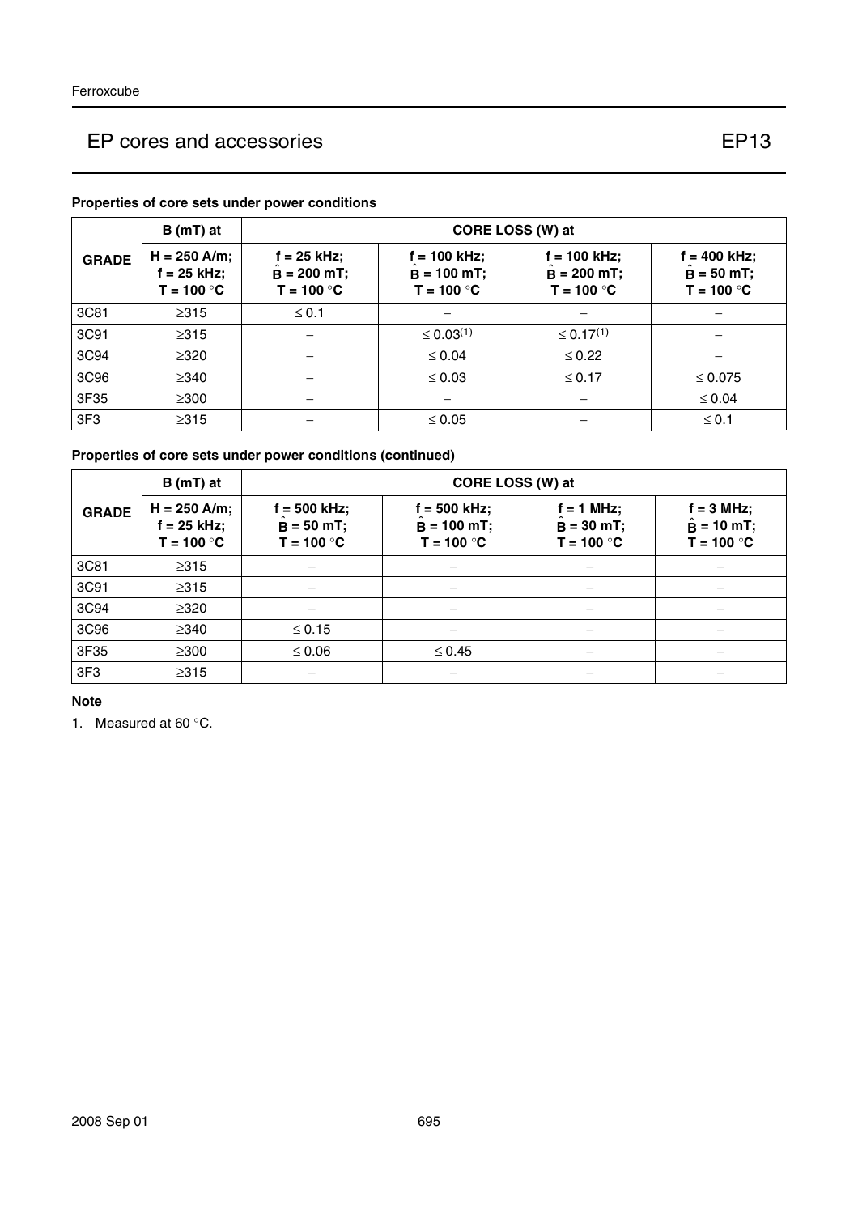# EP cores and accessories — EP13

### Properties of core sets under power conditions

| GRADE | B (mT) at | CORE LOSS (W) at | | | |
|---|---|---|---|---|---|
| | H = 250 A/m; f = 25 kHz; T = 100 °C | f = 25 kHz; $\hat{B}$ = 200 mT; T = 100 °C | f = 100 kHz; $\hat{B}$ = 100 mT; T = 100 °C | f = 100 kHz; $\hat{B}$ = 200 mT; T = 100 °C | f = 400 kHz; $\hat{B}$ = 50 mT; T = 100 °C |
| 3C81 | ≥315 | ≤ 0.1 | – | – | – |
| 3C91 | ≥315 | – | ≤ 0.03[1] | ≤ 0.17[1] | – |
| 3C94 | ≥320 | – | ≤ 0.04 | ≤ 0.22 | – |
| 3C96 | ≥340 | – | ≤ 0.03 | ≤ 0.17 | ≤ 0.075 |
| 3F35 | ≥300 | – | – | – | ≤ 0.04 |
| 3F3 | ≥315 | – | ≤ 0.05 | – | ≤ 0.1 |

### Properties of core sets under power conditions (continued)

| GRADE | B (mT) at | CORE LOSS (W) at | | | |
|---|---|---|---|---|---|
| | H = 250 A/m; f = 25 kHz; T = 100 °C | f = 500 kHz; $\hat{B}$ = 50 mT; T = 100 °C | f = 500 kHz; $\hat{B}$ = 100 mT; T = 100 °C | f = 1 MHz; $\hat{B}$ = 30 mT; T = 100 °C | f = 3 MHz; $\hat{B}$ = 10 mT; T = 100 °C |
| 3C81 | ≥315 | – | – | – | – |
| 3C91 | ≥315 | – | – | – | – |
| 3C94 | ≥320 | – | – | – | – |
| 3C96 | ≥340 | ≤ 0.15 | – | – | – |
| 3F35 | ≥300 | ≤ 0.06 | ≤ 0.45 | – | – |
| 3F3 | ≥315 | – | – | – | – |

**Note**

1. Measured at 60 °C.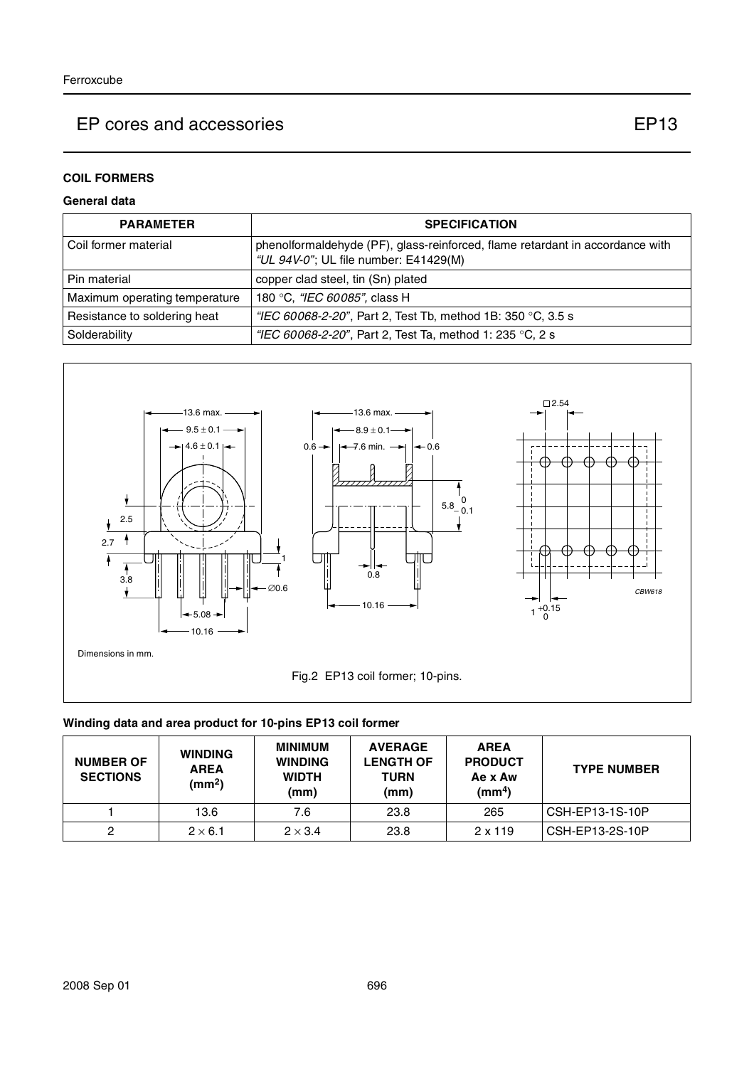## EP cores and accessories — EP13

### COIL FORMERS

#### General data

| PARAMETER | SPECIFICATION |
|---|---|
| Coil former material | phenolformaldehyde (PF), glass-reinforced, flame retardant in accordance with *"UL 94V-0"*; UL file number: E41429(M) |
| Pin material | copper clad steel, tin (Sn) plated |
| Maximum operating temperature | 180 °C, *"IEC 60085"*, class H |
| Resistance to soldering heat | *"IEC 60068-2-20"*, Part 2, Test Tb, method 1B: 350 °C, 3.5 s |
| Solderability | *"IEC 60068-2-20"*, Part 2, Test Ta, method 1: 235 °C, 2 s |

Dimensions in mm.

Fig.2 EP13 coil former; 10-pins.

#### Winding data and area product for 10-pins EP13 coil former

| NUMBER OF SECTIONS | WINDING AREA ($mm^2$) | MINIMUM WINDING WIDTH (mm) | AVERAGE LENGTH OF TURN (mm) | AREA PRODUCT Ae x Aw ($mm^4$) | TYPE NUMBER |
|---|---|---|---|---|---|
| 1 | 13.6 | 7.6 | 23.8 | 265 | CSH-EP13-1S-10P |
| 2 | 2 × 6.1 | 2 × 3.4 | 23.8 | 2 x 119 | CSH-EP13-2S-10P |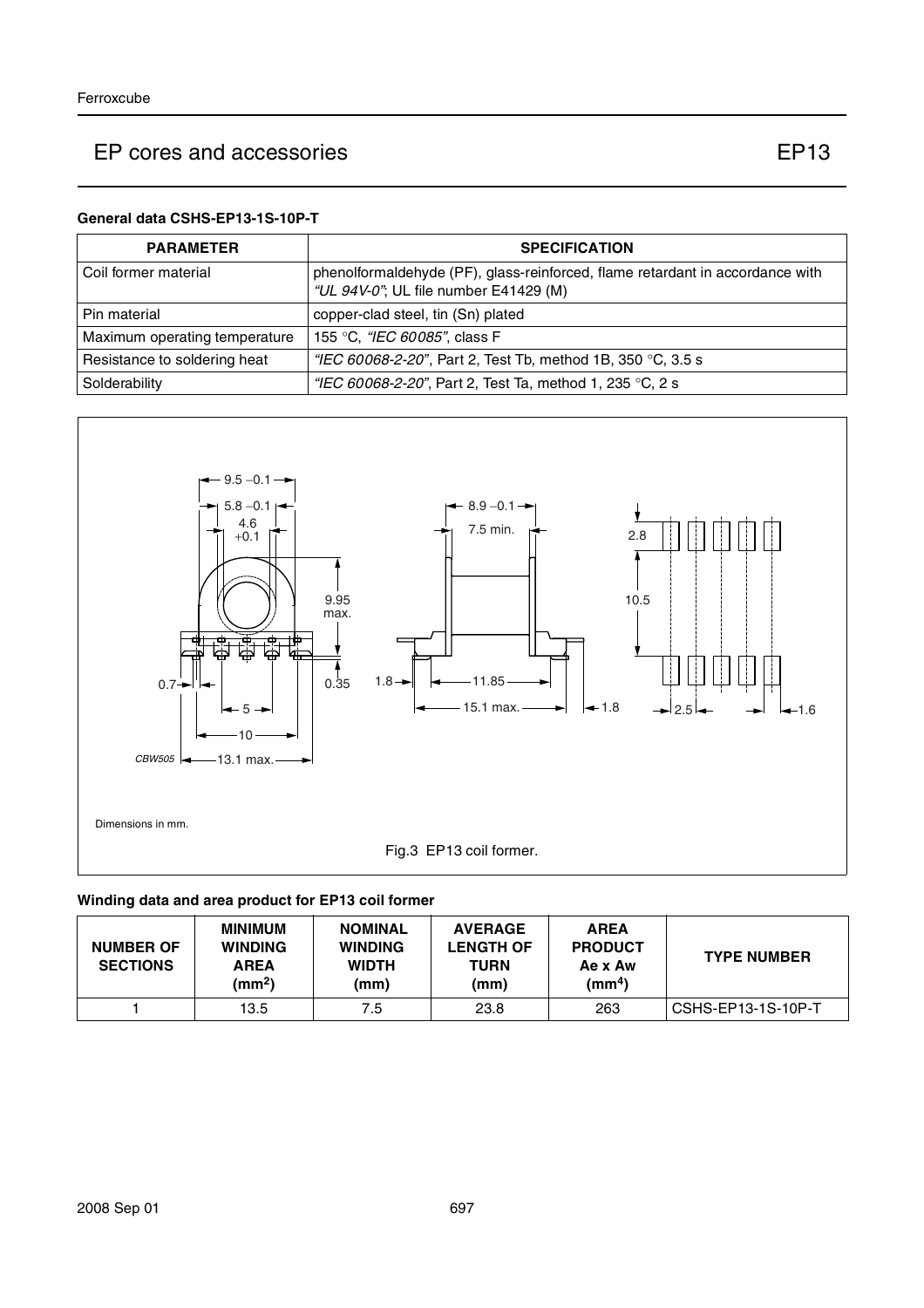## EP cores and accessories EP13

#### General data CSHS-EP13-1S-10P-T

| PARAMETER | SPECIFICATION |
|---|---|
| Coil former material | phenolformaldehyde (PF), glass-reinforced, flame retardant in accordance with *"UL 94V-0"*; UL file number E41429 (M) |
| Pin material | copper-clad steel, tin (Sn) plated |
| Maximum operating temperature | 155 °C, *"IEC 60085"*, class F |
| Resistance to soldering heat | *"IEC 60068-2-20"*, Part 2, Test Tb, method 1B, 350 °C, 3.5 s |
| Solderability | *"IEC 60068-2-20"*, Part 2, Test Ta, method 1, 235 °C, 2 s |

Dimensions in mm.

Fig.3 EP13 coil former.

#### Winding data and area product for EP13 coil former

| NUMBER OF SECTIONS | MINIMUM WINDING AREA (mm$^2$) | NOMINAL WINDING WIDTH (mm) | AVERAGE LENGTH OF TURN (mm) | AREA PRODUCT Ae x Aw (mm$^4$) | TYPE NUMBER |
|---|---|---|---|---|---|
| 1 | 13.5 | 7.5 | 23.8 | 263 | CSHS-EP13-1S-10P-T |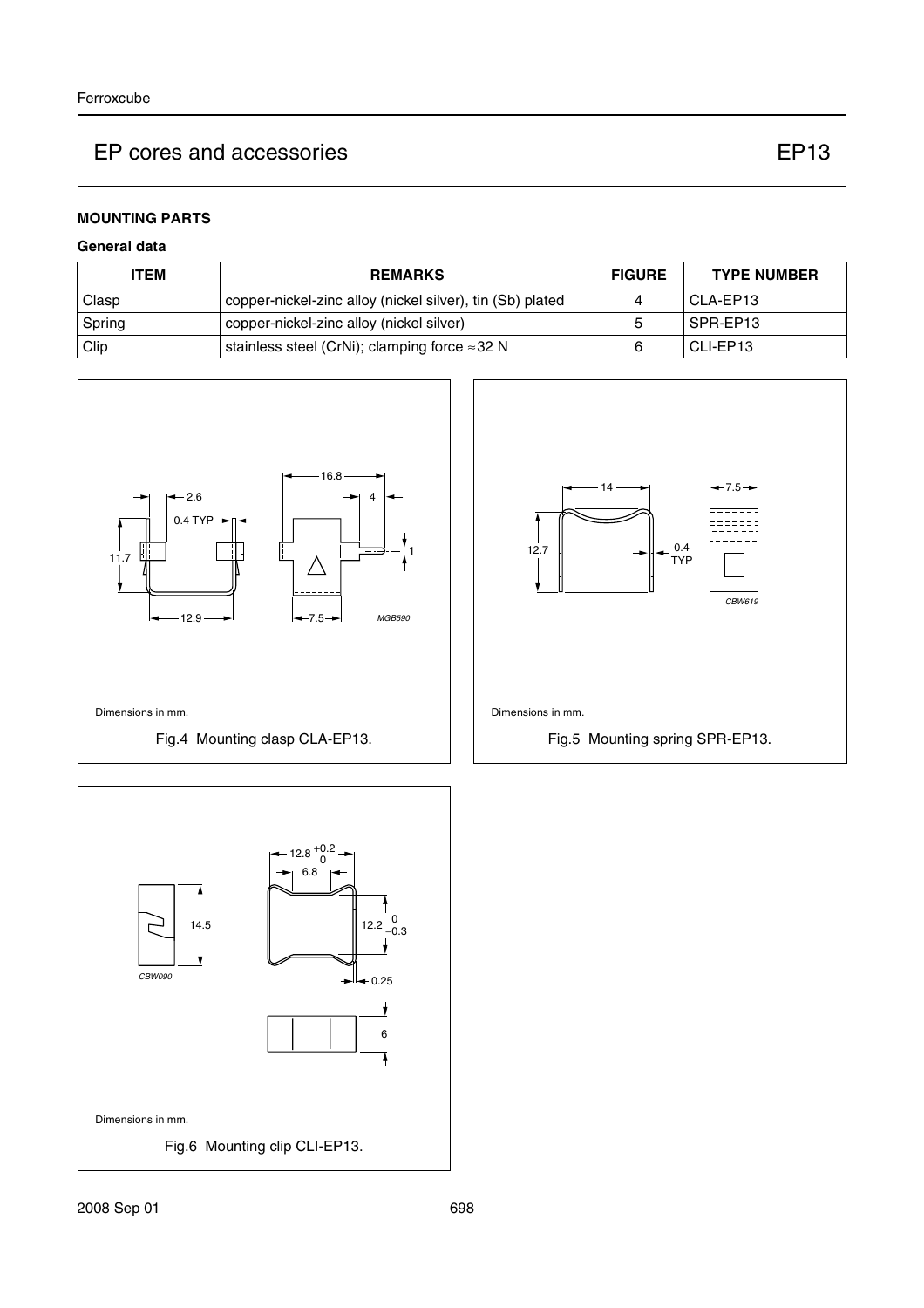## MOUNTING PARTS

### General data

| ITEM | REMARKS | FIGURE | TYPE NUMBER |
|---|---|---|---|
| Clasp | copper-nickel-zinc alloy (nickel silver), tin (Sb) plated | 4 | CLA-EP13 |
| Spring | copper-nickel-zinc alloy (nickel silver) | 5 | SPR-EP13 |
| Clip | stainless steel (CrNi); clamping force ≈32 N | 6 | CLI-EP13 |

Dimensions in mm.

Fig.4 Mounting clasp CLA-EP13.

Dimensions in mm.

Fig.5 Mounting spring SPR-EP13.

Dimensions in mm.

Fig.6 Mounting clip CLI-EP13.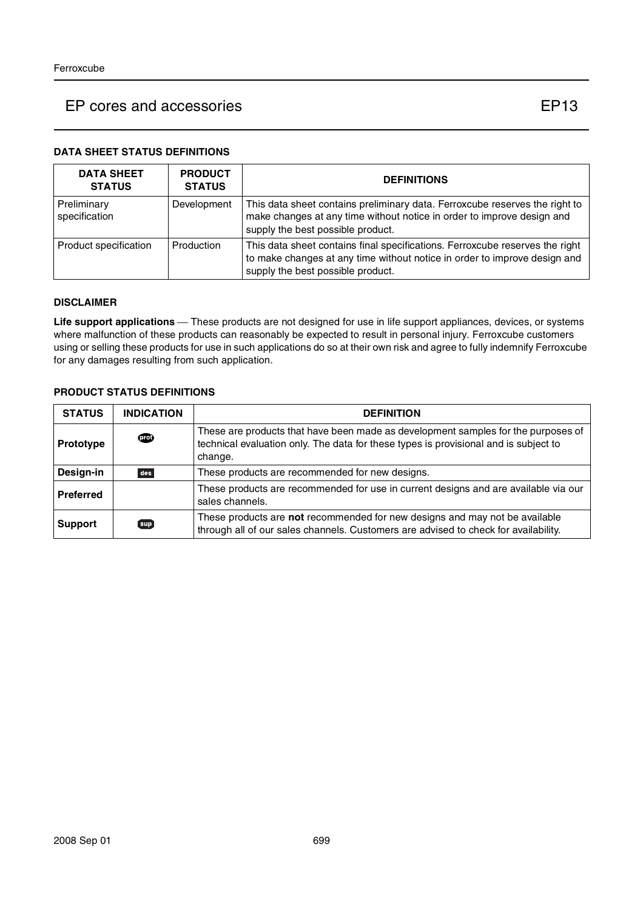## DATA SHEET STATUS DEFINITIONS

| DATA SHEET STATUS | PRODUCT STATUS | DEFINITIONS |
|---|---|---|
| Preliminary specification | Development | This data sheet contains preliminary data. Ferroxcube reserves the right to make changes at any time without notice in order to improve design and supply the best possible product. |
| Product specification | Production | This data sheet contains final specifications. Ferroxcube reserves the right to make changes at any time without notice in order to improve design and supply the best possible product. |

## DISCLAIMER

**Life support applications** — These products are not designed for use in life support appliances, devices, or systems where malfunction of these products can reasonably be expected to result in personal injury. Ferroxcube customers using or selling these products for use in such applications do so at their own risk and agree to fully indemnify Ferroxcube for any damages resulting from such application.

## PRODUCT STATUS DEFINITIONS

| STATUS | INDICATION | DEFINITION |
|---|---|---|
| **Prototype** | prot | These are products that have been made as development samples for the purposes of technical evaluation only. The data for these types is provisional and is subject to change. |
| **Design-in** | des | These products are recommended for new designs. |
| **Preferred** | | These products are recommended for use in current designs and are available via our sales channels. |
| **Support** | sup | These products are **not** recommended for new designs and may not be available through all of our sales channels. Customers are advised to check for availability. |